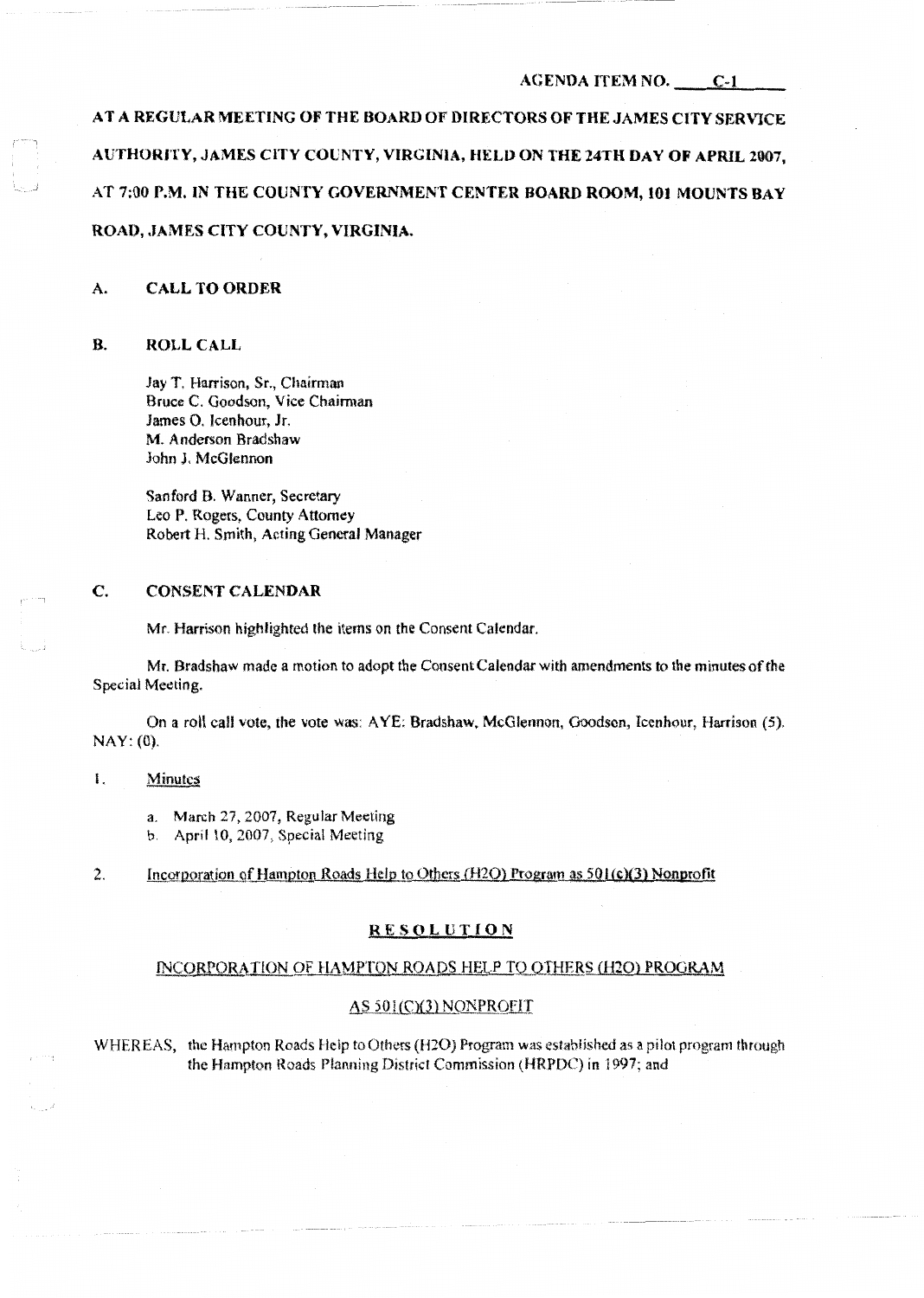AGENDA ITEM NO. C-1

**AT A REGULAR MEETING OF THE BOARD OF DIRECTORS OF THE JAMES CITY SERVICE AUTHORITY, JAMES CITY COUNTY, VIRGINIA, HELD ON THE 24TH DAY OF APRIL 2007, AT 7:00 P.M. IN THE COUNTY GOVERNMENT CENTER BOARD ROOM, 101 MOUNTS BAY ROAD, JAMES CITY COUNTY, VIRGINIA.**

## A. CALL TO ORDER

## B. ROLL CALL

Jay T. Harrison, Sr., Chairman
Bruce C. Goodson, Vice Chairman
James O. Icenhour, Jr.
M. Anderson Bradshaw
John J. McGlennon

Sanford B. Wanner, Secretary
Leo P. Rogers, County Attorney
Robert H. Smith, Acting General Manager

## C. CONSENT CALENDAR

Mr. Harrison highlighted the items on the Consent Calendar.

Mr. Bradshaw made a motion to adopt the Consent Calendar with amendments to the minutes of the Special Meeting.

On a roll call vote, the vote was: AYE: Bradshaw, McGlennon, Goodson, Icenhour, Harrison (5). NAY: (0).

1. Minutes

   a. March 27, 2007, Regular Meeting
   b. April 10, 2007, Special Meeting

2. Incorporation of Hampton Roads Help to Others (H2O) Program as 501(c)(3) Nonprofit

**RESOLUTION**

INCORPORATION OF HAMPTON ROADS HELP TO OTHERS (H2O) PROGRAM

AS 501(C)(3) NONPROFIT

WHEREAS, the Hampton Roads Help to Others (H2O) Program was established as a pilot program through the Hampton Roads Planning District Commission (HRPDC) in 1997; and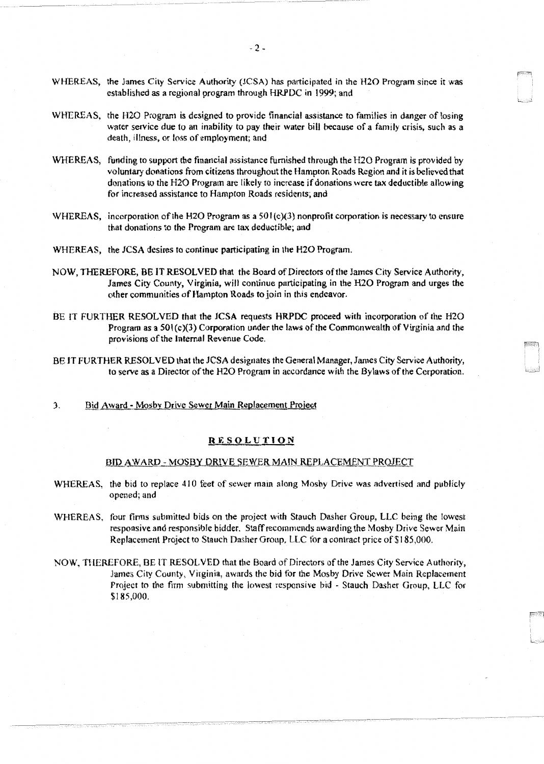WHEREAS, the James City Service Authority (JCSA) has participated in the H2O Program since it was established as a regional program through HRPDC in 1999; and

WHEREAS, the H2O Program is designed to provide financial assistance to families in danger of losing water service due to an inability to pay their water bill because of a family crisis, such as a death, illness, or loss of employment; and

WHEREAS, funding to support the financial assistance furnished through the H2O Program is provided by voluntary donations from citizens throughout the Hampton Roads Region and it is believed that donations to the H2O Program are likely to increase if donations were tax deductible allowing for increased assistance to Hampton Roads residents; and

WHEREAS, incorporation of the H2O Program as a 501(c)(3) nonprofit corporation is necessary to ensure that donations to the Program are tax deductible; and

WHEREAS, the JCSA desires to continue participating in the H2O Program.

NOW, THEREFORE, BE IT RESOLVED that the Board of Directors of the James City Service Authority, James City County, Virginia, will continue participating in the H2O Program and urges the other communities of Hampton Roads to join in this endeavor.

BE IT FURTHER RESOLVED that the JCSA requests HRPDC proceed with incorporation of the H2O Program as a 501(c)(3) Corporation under the laws of the Commonwealth of Virginia and the provisions of the Internal Revenue Code.

BE IT FURTHER RESOLVED that the JCSA designates the General Manager, James City Service Authority, to serve as a Director of the H2O Program in accordance with the Bylaws of the Corporation.

3. Bid Award - Mosby Drive Sewer Main Replacement Project

## RESOLUTION

### BID AWARD - MOSBY DRIVE SEWER MAIN REPLACEMENT PROJECT

WHEREAS, the bid to replace 410 feet of sewer main along Mosby Drive was advertised and publicly opened; and

WHEREAS, four firms submitted bids on the project with Stauch Dasher Group, LLC being the lowest responsive and responsible bidder. Staff recommends awarding the Mosby Drive Sewer Main Replacement Project to Stauch Dasher Group, LLC for a contract price of $185,000.

NOW, THEREFORE, BE IT RESOLVED that the Board of Directors of the James City Service Authority, James City County, Virginia, awards the bid for the Mosby Drive Sewer Main Replacement Project to the firm submitting the lowest responsive bid - Stauch Dasher Group, LLC for $185,000.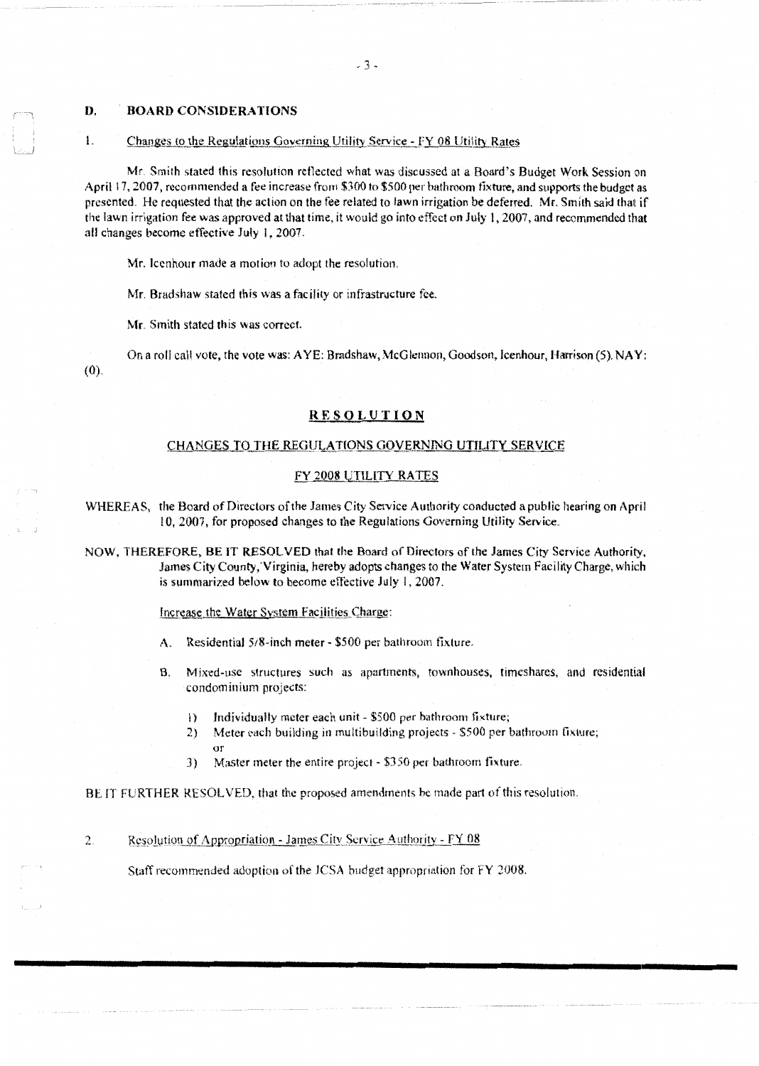## D. BOARD CONSIDERATIONS

1. Changes to the Regulations Governing Utility Service - FY 08 Utility Rates

Mr. Smith stated this resolution reflected what was discussed at a Board's Budget Work Session on April 17, 2007, recommended a fee increase from $300 to $500 per bathroom fixture, and supports the budget as presented. He requested that the action on the fee related to lawn irrigation be deferred. Mr. Smith said that if the lawn irrigation fee was approved at that time, it would go into effect on July 1, 2007, and recommended that all changes become effective July 1, 2007.

Mr. Icenhour made a motion to adopt the resolution.

Mr. Bradshaw stated this was a facility or infrastructure fee.

Mr. Smith stated this was correct.

On a roll call vote, the vote was: AYE: Bradshaw, McGlennon, Goodson, Icenhour, Harrison (5). NAY: (0).

### RESOLUTION

#### CHANGES TO THE REGULATIONS GOVERNING UTILITY SERVICE

#### FY 2008 UTILITY RATES

WHEREAS, the Board of Directors of the James City Service Authority conducted a public hearing on April 10, 2007, for proposed changes to the Regulations Governing Utility Service.

NOW, THEREFORE, BE IT RESOLVED that the Board of Directors of the James City Service Authority, James City County, Virginia, hereby adopts changes to the Water System Facility Charge, which is summarized below to become effective July 1, 2007.

Increase the Water System Facilities Charge:

A. Residential 5/8-inch meter - $500 per bathroom fixture.

B. Mixed-use structures such as apartments, townhouses, timeshares, and residential condominium projects:

   1) Individually meter each unit - $500 per bathroom fixture;
   2) Meter each building in multibuilding projects - $500 per bathroom fixture; or
   3) Master meter the entire project - $350 per bathroom fixture.

BE IT FURTHER RESOLVED, that the proposed amendments be made part of this resolution.

2. Resolution of Appropriation - James City Service Authority - FY 08

Staff recommended adoption of the JCSA budget appropriation for FY 2008.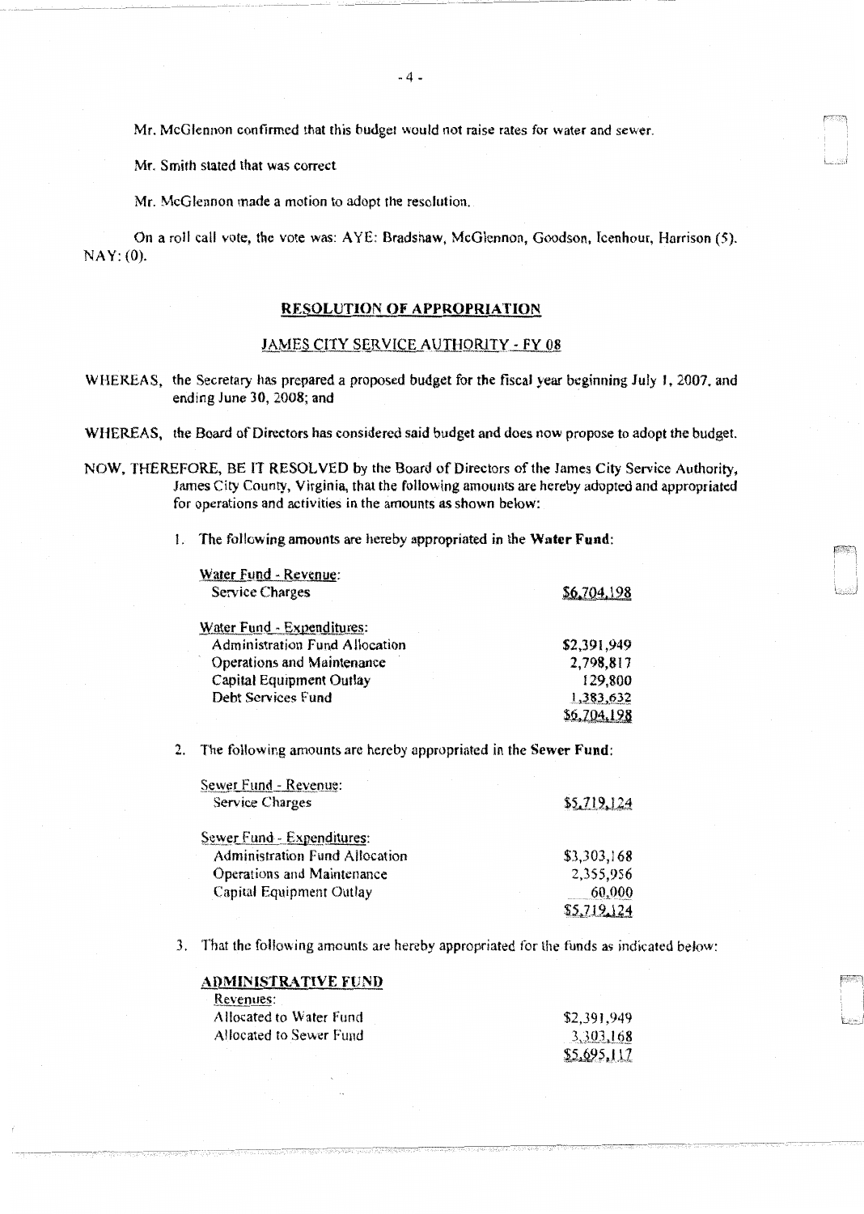Mr. McGlennon confirmed that this budget would not raise rates for water and sewer.

Mr. Smith stated that was correct

Mr. McGlennon made a motion to adopt the resolution.

On a roll call vote, the vote was: AYE: Bradshaw, McGlennon, Goodson, Icenhour, Harrison (5). NAY: (0).

**RESOLUTION OF APPROPRIATION**

JAMES CITY SERVICE AUTHORITY - FY 08

WHEREAS, the Secretary has prepared a proposed budget for the fiscal year beginning July 1, 2007, and ending June 30, 2008; and

WHEREAS, the Board of Directors has considered said budget and does now propose to adopt the budget.

NOW, THEREFORE, BE IT RESOLVED by the Board of Directors of the James City Service Authority, James City County, Virginia, that the following amounts are hereby adopted and appropriated for operations and activities in the amounts as shown below:

1. The following amounts are hereby appropriated in the **Water Fund**:

| | |
|---|---|
| Water Fund - Revenue: | |
| Service Charges | $6,704,198 |
| | |
| Water Fund - Expenditures: | |
| Administration Fund Allocation | $2,391,949 |
| Operations and Maintenance | 2,798,817 |
| Capital Equipment Outlay | 129,800 |
| Debt Services Fund | 1,383,632 |
| | $6,704,198 |

2. The following amounts are hereby appropriated in the **Sewer Fund**:

| | |
|---|---|
| Sewer Fund - Revenue: | |
| Service Charges | $5,719,124 |
| | |
| Sewer Fund - Expenditures: | |
| Administration Fund Allocation | $3,303,168 |
| Operations and Maintenance | 2,355,956 |
| Capital Equipment Outlay | 60,000 |
| | $5,719,124 |

3. That the following amounts are hereby appropriated for the funds as indicated below:

**ADMINISTRATIVE FUND**

| | |
|---|---|
| Revenues: | |
| Allocated to Water Fund | $2,391,949 |
| Allocated to Sewer Fund | 3,303,168 |
| | $5,695,117 |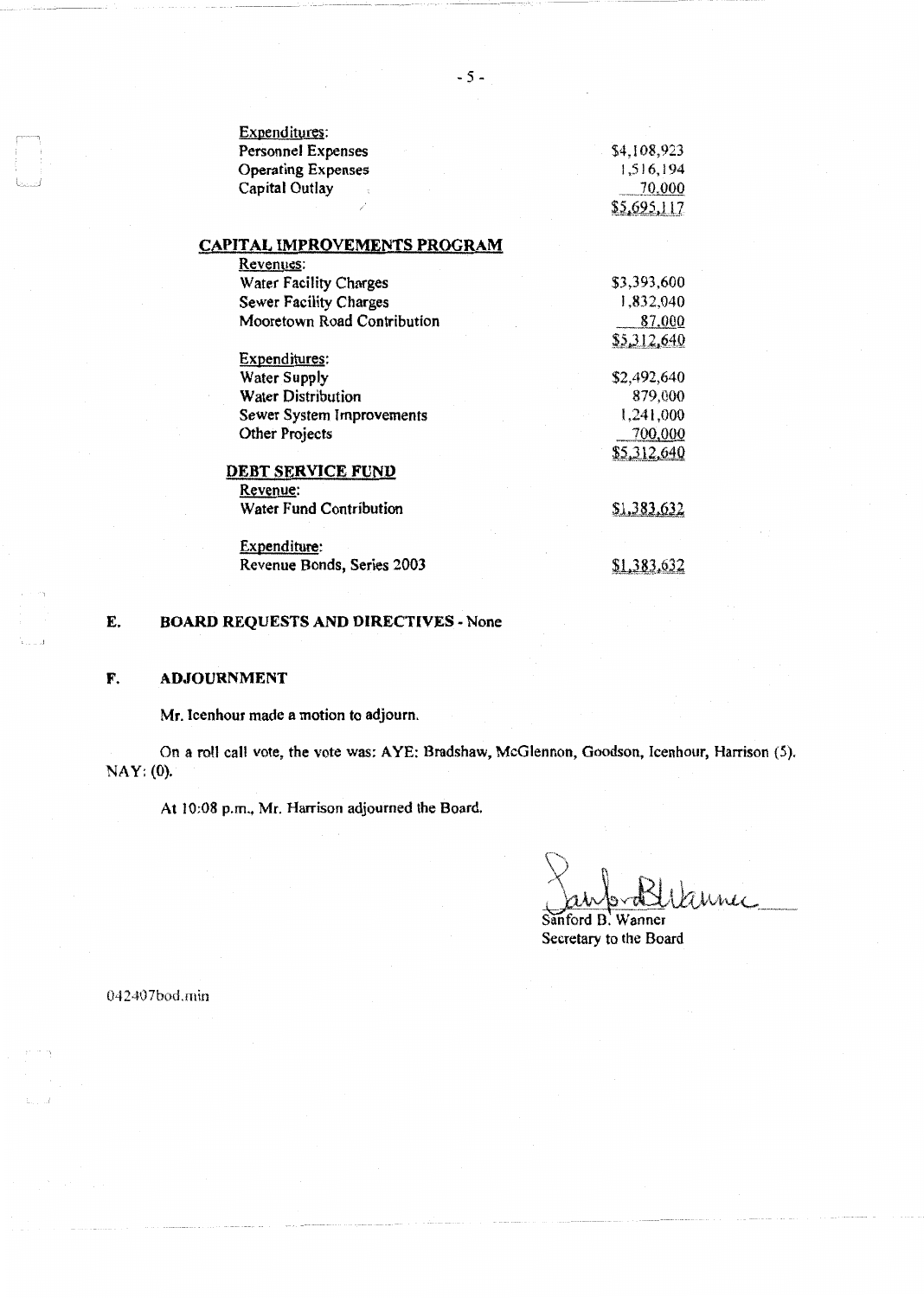| | |
|---|---|
| <u>Expenditures</u>: | |
| Personnel Expenses | \$4,108,923 |
| Operating Expenses | 1,516,194 |
| Capital Outlay | <u>70,000</u> |
| | <u>\$5,695,117</u> |

**CAPITAL IMPROVEMENTS PROGRAM**

| | |
|---|---|
| <u>Revenues</u>: | |
| Water Facility Charges | \$3,393,600 |
| Sewer Facility Charges | 1,832,040 |
| Mooretown Road Contribution | <u>87,000</u> |
| | <u>\$5,312,640</u> |
| <u>Expenditures</u>: | |
| Water Supply | \$2,492,640 |
| Water Distribution | 879,000 |
| Sewer System Improvements | 1,241,000 |
| Other Projects | <u>700,000</u> |
| | <u>\$5,312,640</u> |

**DEBT SERVICE FUND**

| | |
|---|---|
| <u>Revenue</u>: | |
| Water Fund Contribution | <u>\$1,383,632</u> |
| <u>Expenditure</u>: | |
| Revenue Bonds, Series 2003 | <u>\$1,383,632</u> |

## E. BOARD REQUESTS AND DIRECTIVES - None

## F. ADJOURNMENT

Mr. Icenhour made a motion to adjourn.

On a roll call vote, the vote was: AYE: Bradshaw, McGlennon, Goodson, Icenhour, Harrison (5). NAY: (0).

At 10:08 p.m., Mr. Harrison adjourned the Board.

Sanford B. Wanner
Secretary to the Board

042407bod.min